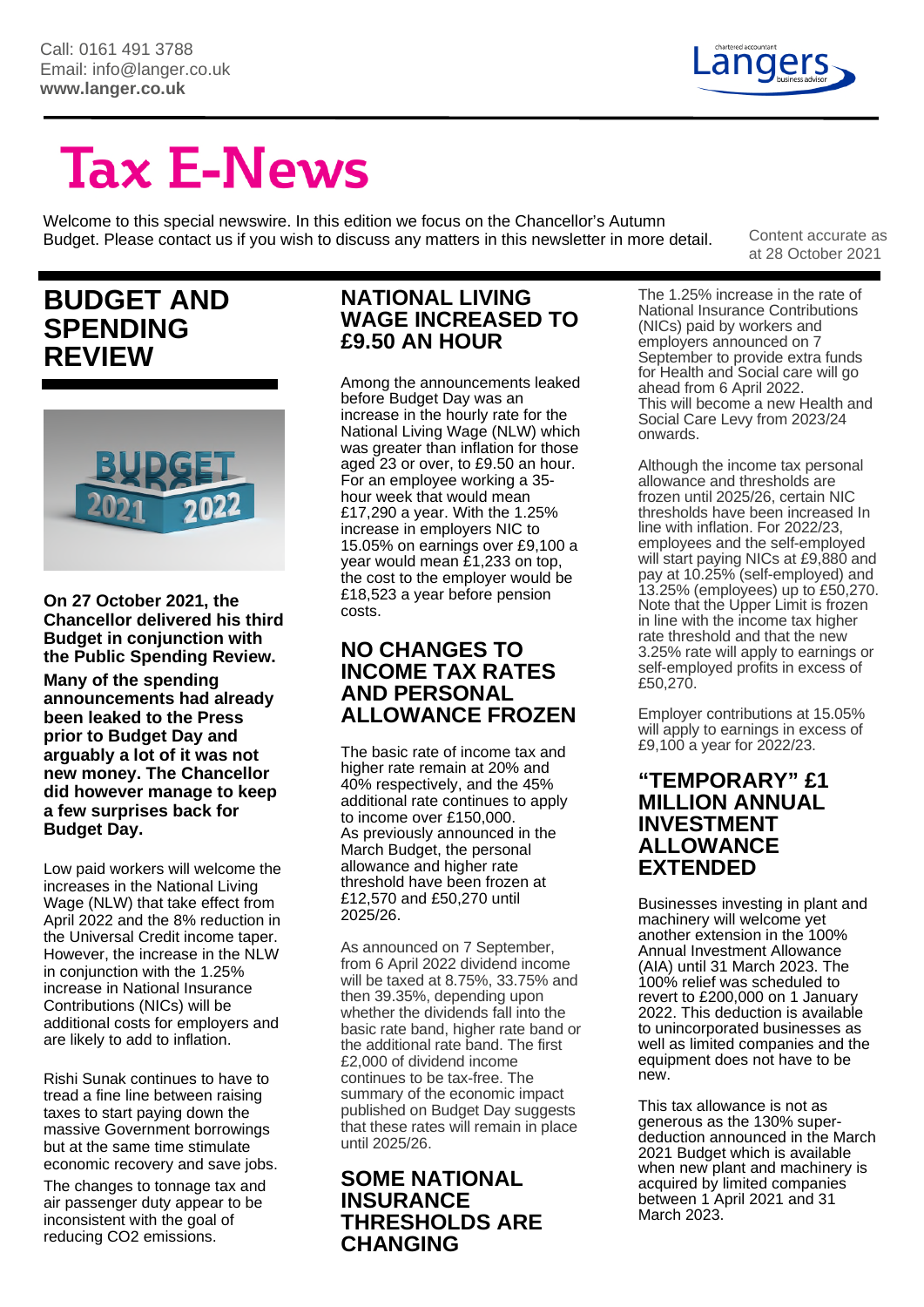Call: 0161 491 3788
Email: info@langer.co.uk
**www.langer.co.uk**

# Tax E-News

Welcome to this special newswire. In this edition we focus on the Chancellor's Autumn Budget. Please contact us if you wish to discuss any matters in this newsletter in more detail.

Content accurate as at 28 October 2021

## BUDGET AND SPENDING REVIEW

**On 27 October 2021, the Chancellor delivered his third Budget in conjunction with the Public Spending Review.**

**Many of the spending announcements had already been leaked to the Press prior to Budget Day and arguably a lot of it was not new money. The Chancellor did however manage to keep a few surprises back for Budget Day.**

Low paid workers will welcome the increases in the National Living Wage (NLW) that take effect from April 2022 and the 8% reduction in the Universal Credit income taper. However, the increase in the NLW in conjunction with the 1.25% increase in National Insurance Contributions (NICs) will be additional costs for employers and are likely to add to inflation.

Rishi Sunak continues to have to tread a fine line between raising taxes to start paying down the massive Government borrowings but at the same time stimulate economic recovery and save jobs.

The changes to tonnage tax and air passenger duty appear to be inconsistent with the goal of reducing $CO_2$ emissions.

## NATIONAL LIVING WAGE INCREASED TO £9.50 AN HOUR

Among the announcements leaked before Budget Day was an increase in the hourly rate for the National Living Wage (NLW) which was greater than inflation for those aged 23 or over, to £9.50 an hour. For an employee working a 35-hour week that would mean £17,290 a year. With the 1.25% increase in employers NIC to 15.05% on earnings over £9,100 a year would mean £1,233 on top, the cost to the employer would be £18,523 a year before pension costs.

## NO CHANGES TO INCOME TAX RATES AND PERSONAL ALLOWANCE FROZEN

The basic rate of income tax and higher rate remain at 20% and 40% respectively, and the 45% additional rate continues to apply to income over £150,000.
As previously announced in the March Budget, the personal allowance and higher rate threshold have been frozen at £12,570 and £50,270 until 2025/26.

As announced on 7 September, from 6 April 2022 dividend income will be taxed at 8.75%, 33.75% and then 39.35%, depending upon whether the dividends fall into the basic rate band, higher rate band or the additional rate band. The first £2,000 of dividend income continues to be tax-free. The summary of the economic impact published on Budget Day suggests that these rates will remain in place until 2025/26.

## SOME NATIONAL INSURANCE THRESHOLDS ARE CHANGING

The 1.25% increase in the rate of National Insurance Contributions (NICs) paid by workers and employers announced on 7 September to provide extra funds for Health and Social care will go ahead from 6 April 2022.
This will become a new Health and Social Care Levy from 2023/24 onwards.

Although the income tax personal allowance and thresholds are frozen until 2025/26, certain NIC thresholds have been increased In line with inflation. For 2022/23, employees and the self-employed will start paying NICs at £9,880 and pay at 10.25% (self-employed) and 13.25% (employees) up to £50,270. Note that the Upper Limit is frozen in line with the income tax higher rate threshold and that the new 3.25% rate will apply to earnings or self-employed profits in excess of £50,270.

Employer contributions at 15.05% will apply to earnings in excess of £9,100 a year for 2022/23.

## "TEMPORARY" £1 MILLION ANNUAL INVESTMENT ALLOWANCE EXTENDED

Businesses investing in plant and machinery will welcome yet another extension in the 100% Annual Investment Allowance (AIA) until 31 March 2023. The 100% relief was scheduled to revert to £200,000 on 1 January 2022. This deduction is available to unincorporated businesses as well as limited companies and the equipment does not have to be new.

This tax allowance is not as generous as the 130% super-deduction announced in the March 2021 Budget which is available when new plant and machinery is acquired by limited companies between 1 April 2021 and 31 March 2023.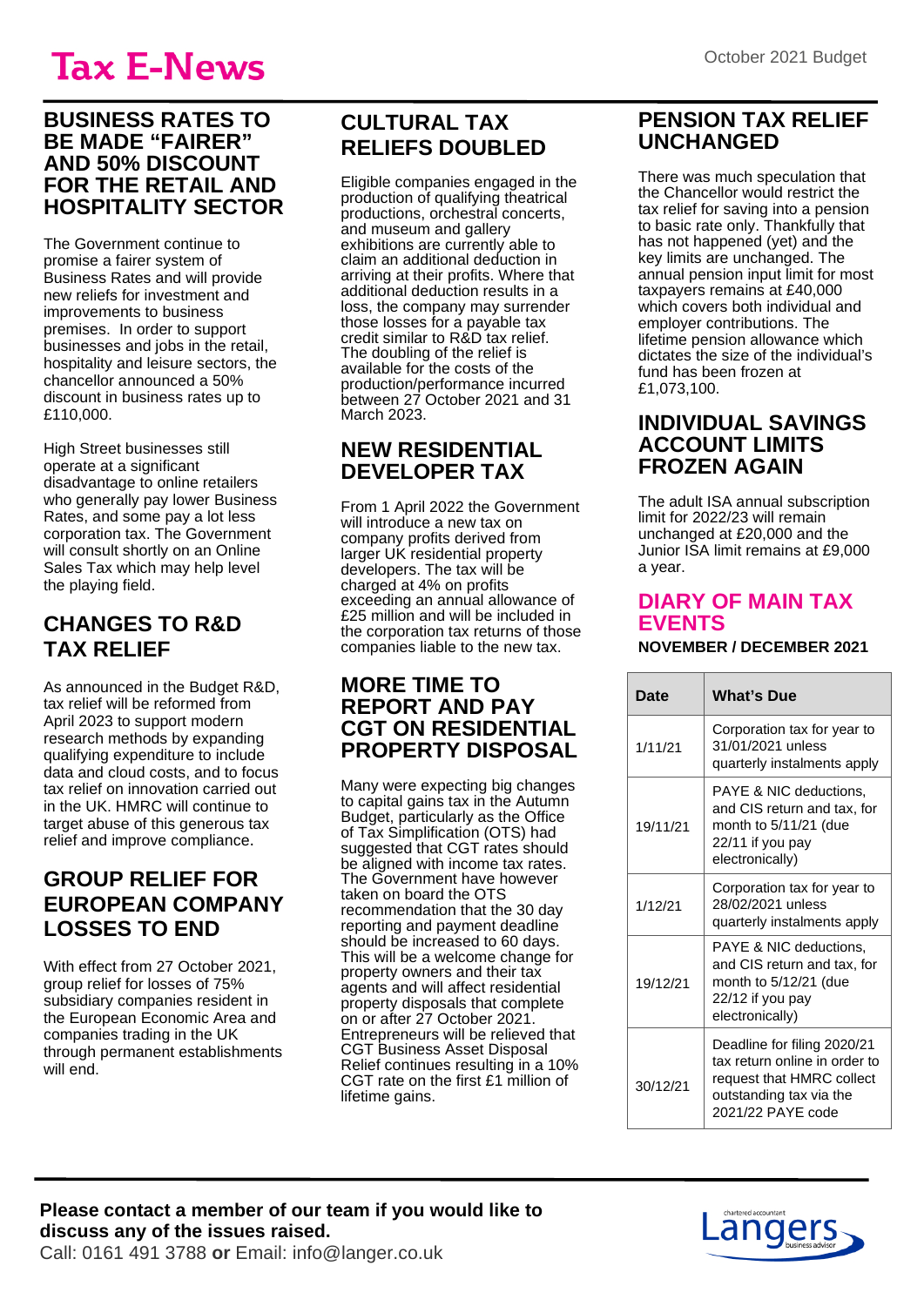# Tax E-News

October 2021 Budget

## BUSINESS RATES TO BE MADE "FAIRER" AND 50% DISCOUNT FOR THE RETAIL AND HOSPITALITY SECTOR

The Government continue to promise a fairer system of Business Rates and will provide new reliefs for investment and improvements to business premises. In order to support businesses and jobs in the retail, hospitality and leisure sectors, the chancellor announced a 50% discount in business rates up to £110,000.

High Street businesses still operate at a significant disadvantage to online retailers who generally pay lower Business Rates, and some pay a lot less corporation tax. The Government will consult shortly on an Online Sales Tax which may help level the playing field.

## CHANGES TO R&D TAX RELIEF

As announced in the Budget R&D, tax relief will be reformed from April 2023 to support modern research methods by expanding qualifying expenditure to include data and cloud costs, and to focus tax relief on innovation carried out in the UK. HMRC will continue to target abuse of this generous tax relief and improve compliance.

## GROUP RELIEF FOR EUROPEAN COMPANY LOSSES TO END

With effect from 27 October 2021, group relief for losses of 75% subsidiary companies resident in the European Economic Area and companies trading in the UK through permanent establishments will end.

## CULTURAL TAX RELIEFS DOUBLED

Eligible companies engaged in the production of qualifying theatrical productions, orchestral concerts, and museum and gallery exhibitions are currently able to claim an additional deduction in arriving at their profits. Where that additional deduction results in a loss, the company may surrender those losses for a payable tax credit similar to R&D tax relief. The doubling of the relief is available for the costs of the production/performance incurred between 27 October 2021 and 31 March 2023.

## NEW RESIDENTIAL DEVELOPER TAX

From 1 April 2022 the Government will introduce a new tax on company profits derived from larger UK residential property developers. The tax will be charged at 4% on profits exceeding an annual allowance of £25 million and will be included in the corporation tax returns of those companies liable to the new tax.

## MORE TIME TO REPORT AND PAY CGT ON RESIDENTIAL PROPERTY DISPOSAL

Many were expecting big changes to capital gains tax in the Autumn Budget, particularly as the Office of Tax Simplification (OTS) had suggested that CGT rates should be aligned with income tax rates. The Government have however taken on board the OTS recommendation that the 30 day reporting and payment deadline should be increased to 60 days. This will be a welcome change for property owners and their tax agents and will affect residential property disposals that complete on or after 27 October 2021. Entrepreneurs will be relieved that CGT Business Asset Disposal Relief continues resulting in a 10% CGT rate on the first £1 million of lifetime gains.

## PENSION TAX RELIEF UNCHANGED

There was much speculation that the Chancellor would restrict the tax relief for saving into a pension to basic rate only. Thankfully that has not happened (yet) and the key limits are unchanged. The annual pension input limit for most taxpayers remains at £40,000 which covers both individual and employer contributions. The lifetime pension allowance which dictates the size of the individual's fund has been frozen at £1,073,100.

## INDIVIDUAL SAVINGS ACCOUNT LIMITS FROZEN AGAIN

The adult ISA annual subscription limit for 2022/23 will remain unchanged at £20,000 and the Junior ISA limit remains at £9,000 a year.

## DIARY OF MAIN TAX EVENTS

**NOVEMBER / DECEMBER 2021**

| Date | What's Due |
|---|---|
| 1/11/21 | Corporation tax for year to 31/01/2021 unless quarterly instalments apply |
| 19/11/21 | PAYE & NIC deductions, and CIS return and tax, for month to 5/11/21 (due 22/11 if you pay electronically) |
| 1/12/21 | Corporation tax for year to 28/02/2021 unless quarterly instalments apply |
| 19/12/21 | PAYE & NIC deductions, and CIS return and tax, for month to 5/12/21 (due 22/12 if you pay electronically) |
| 30/12/21 | Deadline for filing 2020/21 tax return online in order to request that HMRC collect outstanding tax via the 2021/22 PAYE code |

**Please contact a member of our team if you would like to discuss any of the issues raised.**

Call: 0161 491 3788 **or** Email: info@langer.co.uk

chartered accountant Langers business advisor